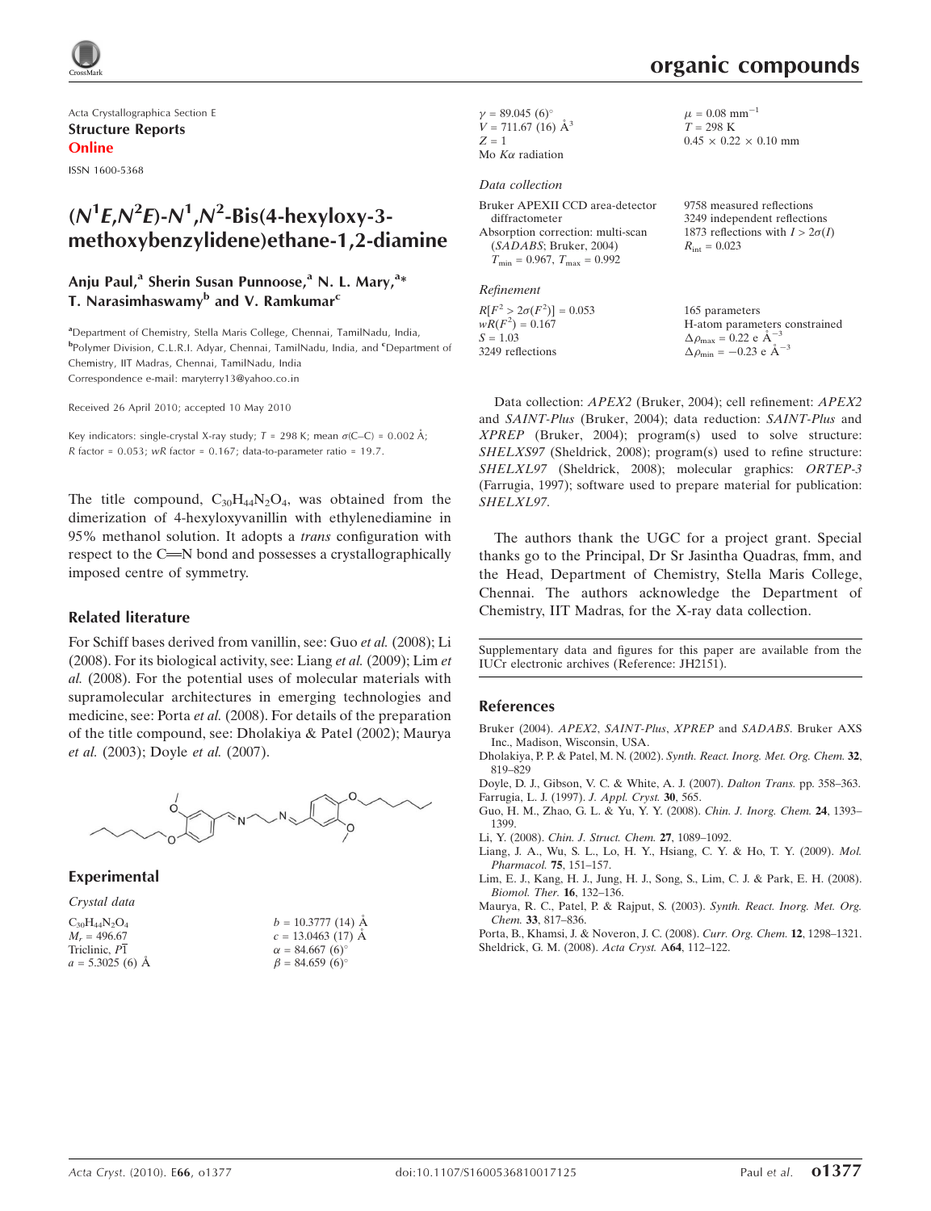Acta Crystallographica Section E
**Structure Reports Online**

ISSN 1600-5368

# ($N^1E$,$N^2E$)-$N^1$,$N^2$-Bis(4-hexyloxy-3-methoxybenzylidene)ethane-1,2-diamine

**Anju Paul,[a] Sherin Susan Punnoose,[a] N. L. Mary,[a]* T. Narasimhaswamy[b] and V. Ramkumar[c]**

[a]Department of Chemistry, Stella Maris College, Chennai, TamilNadu, India, [b]Polymer Division, C.L.R.I. Adyar, Chennai, TamilNadu, India, and [c]Department of Chemistry, IIT Madras, Chennai, TamilNadu, India
Correspondence e-mail: maryterry13@yahoo.co.in

Received 26 April 2010; accepted 10 May 2010

Key indicators: single-crystal X-ray study; $T$ = 298 K; mean $\sigma$(C–C) = 0.002 Å; $R$ factor = 0.053; $wR$ factor = 0.167; data-to-parameter ratio = 19.7.

The title compound, $C_{30}H_{44}N_2O_4$, was obtained from the dimerization of 4-hexyloxyvanillin with ethylenediamine in 95% methanol solution. It adopts a *trans* configuration with respect to the C=N bond and possesses a crystallographically imposed centre of symmetry.

## Related literature

For Schiff bases derived from vanillin, see: Guo *et al.* (2008); Li (2008). For its biological activity, see: Liang *et al.* (2009); Lim *et al.* (2008). For the potential uses of molecular materials with supramolecular architectures in emerging technologies and medicine, see: Porta *et al.* (2008). For details of the preparation of the title compound, see: Dholakiya & Patel (2002); Maurya *et al.* (2003); Doyle *et al.* (2007).

## Experimental

### Crystal data

$C_{30}H_{44}N_2O_4$
$M_r$ = 496.67
Triclinic, $P\overline{1}$
$a$ = 5.3025 (6) Å
$b$ = 10.3777 (14) Å
$c$ = 13.0463 (17) Å
$\alpha$ = 84.667 (6)°
$\beta$ = 84.659 (6)°
$\gamma$ = 89.045 (6)°
$V$ = 711.67 (16) Å$^3$
$Z$ = 1
Mo $K\alpha$ radiation
$\mu$ = 0.08 mm$^{-1}$
$T$ = 298 K
0.45 × 0.22 × 0.10 mm

### Data collection

Bruker APEXII CCD area-detector diffractometer
Absorption correction: multi-scan (*SADABS*; Bruker, 2004)
$T_{min}$ = 0.967, $T_{max}$ = 0.992
9758 measured reflections
3249 independent reflections
1873 reflections with $I > 2\sigma(I)$
$R_{int}$ = 0.023

### Refinement

$R[F^2 > 2\sigma(F^2)]$ = 0.053
$wR(F^2)$ = 0.167
$S$ = 1.03
3249 reflections
165 parameters
H-atom parameters constrained
$\Delta\rho_{max}$ = 0.22 e Å$^{-3}$
$\Delta\rho_{min}$ = −0.23 e Å$^{-3}$

Data collection: *APEX2* (Bruker, 2004); cell refinement: *APEX2* and *SAINT-Plus* (Bruker, 2004); data reduction: *SAINT-Plus* and *XPREP* (Bruker, 2004); program(s) used to solve structure: *SHELXS97* (Sheldrick, 2008); program(s) used to refine structure: *SHELXL97* (Sheldrick, 2008); molecular graphics: *ORTEP-3* (Farrugia, 1997); software used to prepare material for publication: *SHELXL97*.

The authors thank the UGC for a project grant. Special thanks go to the Principal, Dr Sr Jasintha Quadras, fmm, and the Head, Department of Chemistry, Stella Maris College, Chennai. The authors acknowledge the Department of Chemistry, IIT Madras, for the X-ray data collection.

Supplementary data and figures for this paper are available from the IUCr electronic archives (Reference: JH2151).

## References

Bruker (2004). *APEX2*, *SAINT-Plus*, *XPREP* and *SADABS*. Bruker AXS Inc., Madison, Wisconsin, USA.
Dholakiya, P. P. & Patel, M. N. (2002). *Synth. React. Inorg. Met. Org. Chem.* **32**, 819–829
Doyle, D. J., Gibson, V. C. & White, A. J. (2007). *Dalton Trans.* pp. 358–363.
Farrugia, L. J. (1997). *J. Appl. Cryst.* **30**, 565.
Guo, H. M., Zhao, G. L. & Yu, Y. Y. (2008). *Chin. J. Inorg. Chem.* **24**, 1393–1399.
Li, Y. (2008). *Chin. J. Struct. Chem.* **27**, 1089–1092.
Liang, J. A., Wu, S. L., Lo, H. Y., Hsiang, C. Y. & Ho, T. Y. (2009). *Mol. Pharmacol.* **75**, 151–157.
Lim, E. J., Kang, H. J., Jung, H. J., Song, S., Lim, C. J. & Park, E. H. (2008). *Biomol. Ther.* **16**, 132–136.
Maurya, R. C., Patel, P. & Rajput, S. (2003). *Synth. React. Inorg. Met. Org. Chem.* **33**, 817–836.
Porta, B., Khamsi, J. & Noveron, J. C. (2008). *Curr. Org. Chem.* **12**, 1298–1321.
Sheldrick, G. M. (2008). *Acta Cryst.* A**64**, 112–122.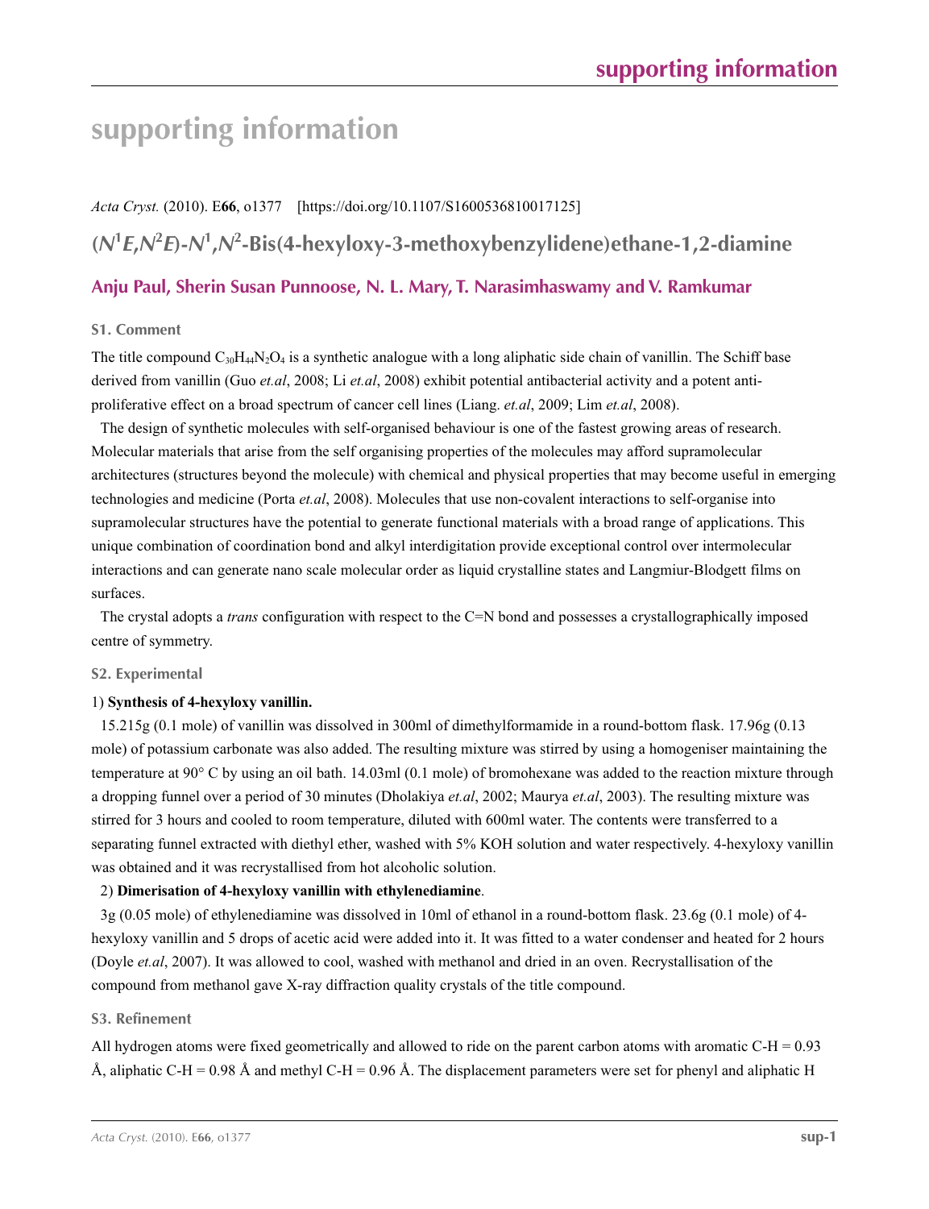# supporting information

*Acta Cryst.* (2010). E**66**, o1377 [https://doi.org/10.1107/S1600536810017125]

## ($N^1E$,$N^2E$)-$N^1$,$N^2$-Bis(4-hexyloxy-3-methoxybenzylidene)ethane-1,2-diamine

**Anju Paul, Sherin Susan Punnoose, N. L. Mary, T. Narasimhaswamy and V. Ramkumar**

### S1. Comment

The title compound $C_{30}H_{44}N_2O_4$ is a synthetic analogue with a long aliphatic side chain of vanillin. The Schiff base derived from vanillin (Guo *et.al*, 2008; Li *et.al*, 2008) exhibit potential antibacterial activity and a potent anti-proliferative effect on a broad spectrum of cancer cell lines (Liang. *et.al*, 2009; Lim *et.al*, 2008).

The design of synthetic molecules with self-organised behaviour is one of the fastest growing areas of research. Molecular materials that arise from the self organising properties of the molecules may afford supramolecular architectures (structures beyond the molecule) with chemical and physical properties that may become useful in emerging technologies and medicine (Porta *et.al*, 2008). Molecules that use non-covalent interactions to self-organise into supramolecular structures have the potential to generate functional materials with a broad range of applications. This unique combination of coordination bond and alkyl interdigitation provide exceptional control over intermolecular interactions and can generate nano scale molecular order as liquid crystalline states and Langmiur-Blodgett films on surfaces.

The crystal adopts a *trans* configuration with respect to the C=N bond and possesses a crystallographically imposed centre of symmetry.

### S2. Experimental

1) **Synthesis of 4-hexyloxy vanillin.**

15.215g (0.1 mole) of vanillin was dissolved in 300ml of dimethylformamide in a round-bottom flask. 17.96g (0.13 mole) of potassium carbonate was also added. The resulting mixture was stirred by using a homogeniser maintaining the temperature at 90° C by using an oil bath. 14.03ml (0.1 mole) of bromohexane was added to the reaction mixture through a dropping funnel over a period of 30 minutes (Dholakiya *et.al*, 2002; Maurya *et.al*, 2003). The resulting mixture was stirred for 3 hours and cooled to room temperature, diluted with 600ml water. The contents were transferred to a separating funnel extracted with diethyl ether, washed with 5% KOH solution and water respectively. 4-hexyloxy vanillin was obtained and it was recrystallised from hot alcoholic solution.

2) **Dimerisation of 4-hexyloxy vanillin with ethylenediamine**.

3g (0.05 mole) of ethylenediamine was dissolved in 10ml of ethanol in a round-bottom flask. 23.6g (0.1 mole) of 4-hexyloxy vanillin and 5 drops of acetic acid were added into it. It was fitted to a water condenser and heated for 2 hours (Doyle *et.al*, 2007). It was allowed to cool, washed with methanol and dried in an oven. Recrystallisation of the compound from methanol gave X-ray diffraction quality crystals of the title compound.

### S3. Refinement

All hydrogen atoms were fixed geometrically and allowed to ride on the parent carbon atoms with aromatic C-H = 0.93 Å, aliphatic C-H = 0.98 Å and methyl C-H = 0.96 Å. The displacement parameters were set for phenyl and aliphatic H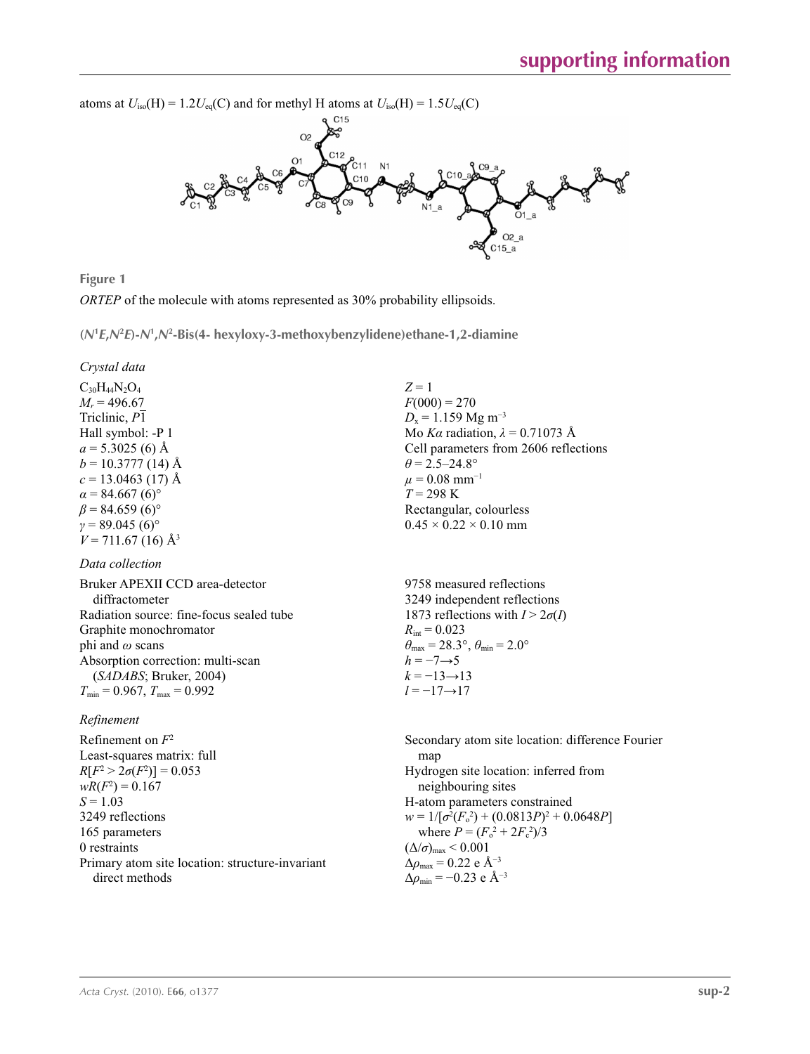atoms at $U_{iso}$(H) = 1.2$U_{eq}$(C) and for methyl H atoms at $U_{iso}$(H) = 1.5$U_{eq}$(C)

**Figure 1**

*ORTEP* of the molecule with atoms represented as 30% probability ellipsoids.

**($N^1E$,$N^2E$)-$N^1$,$N^2$-Bis(4- hexyloxy-3-methoxybenzylidene)ethane-1,2-diamine**

*Crystal data*

$C_{30}H_{44}N_2O_4$
$M_r$ = 496.67
Triclinic, $P\overline{1}$
Hall symbol: -P 1
$a$ = 5.3025 (6) Å
$b$ = 10.3777 (14) Å
$c$ = 13.0463 (17) Å
$\alpha$ = 84.667 (6)°
$\beta$ = 84.659 (6)°
$\gamma$ = 89.045 (6)°
$V$ = 711.67 (16) Å$^3$
$Z$ = 1
$F$(000) = 270
$D_x$ = 1.159 Mg m$^{-3}$
Mo $K\alpha$ radiation, $\lambda$ = 0.71073 Å
Cell parameters from 2606 reflections
$\theta$ = 2.5–24.8°
$\mu$ = 0.08 mm$^{-1}$
$T$ = 298 K
Rectangular, colourless
0.45 × 0.22 × 0.10 mm

*Data collection*

Bruker APEXII CCD area-detector diffractometer
Radiation source: fine-focus sealed tube
Graphite monochromator
phi and $\omega$ scans
Absorption correction: multi-scan (*SADABS*; Bruker, 2004)
$T_{min}$ = 0.967, $T_{max}$ = 0.992
9758 measured reflections
3249 independent reflections
1873 reflections with $I > 2\sigma(I)$
$R_{int}$ = 0.023
$\theta_{max}$ = 28.3°, $\theta_{min}$ = 2.0°
$h$ = −7→5
$k$ = −13→13
$l$ = −17→17

*Refinement*

Refinement on $F^2$
Least-squares matrix: full
$R[F^2 > 2\sigma(F^2)]$ = 0.053
$wR(F^2)$ = 0.167
$S$ = 1.03
3249 reflections
165 parameters
0 restraints
Primary atom site location: structure-invariant direct methods
Secondary atom site location: difference Fourier map
Hydrogen site location: inferred from neighbouring sites
H-atom parameters constrained
$w = 1/[\sigma^2(F_o^2) + (0.0813P)^2 + 0.0648P]$
where $P = (F_o^2 + 2F_c^2)/3$
$(\Delta/\sigma)_{max}$ < 0.001
$\Delta\rho_{max}$ = 0.22 e Å$^{-3}$
$\Delta\rho_{min}$ = −0.23 e Å$^{-3}$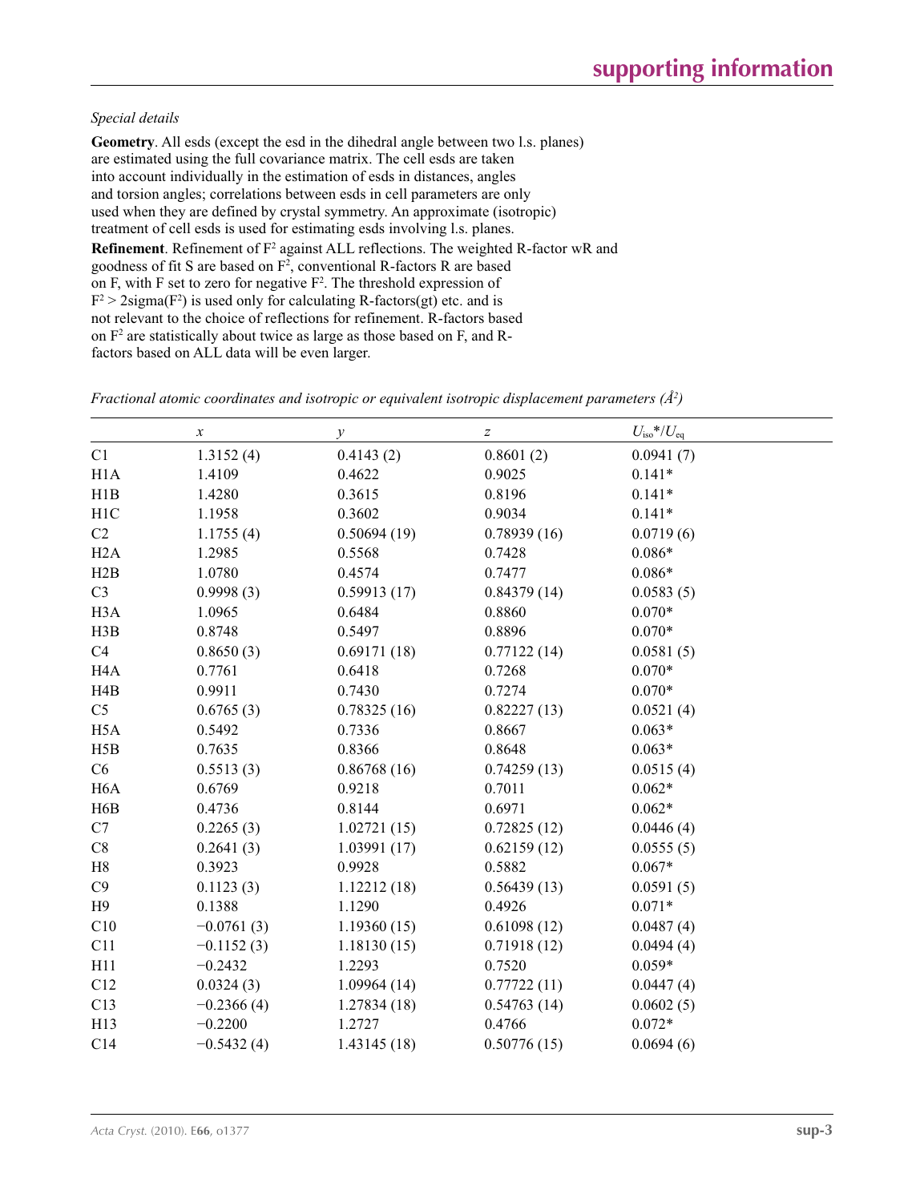*Special details*

**Geometry**. All esds (except the esd in the dihedral angle between two l.s. planes) are estimated using the full covariance matrix. The cell esds are taken into account individually in the estimation of esds in distances, angles and torsion angles; correlations between esds in cell parameters are only used when they are defined by crystal symmetry. An approximate (isotropic) treatment of cell esds is used for estimating esds involving l.s. planes.

**Refinement**. Refinement of $F^2$ against ALL reflections. The weighted R-factor wR and goodness of fit S are based on $F^2$, conventional R-factors R are based on F, with F set to zero for negative $F^2$. The threshold expression of $F^2 > 2\text{sigma}(F^2)$ is used only for calculating R-factors(gt) etc. and is not relevant to the choice of reflections for refinement. R-factors based on $F^2$ are statistically about twice as large as those based on F, and R-factors based on ALL data will be even larger.

*Fractional atomic coordinates and isotropic or equivalent isotropic displacement parameters (Å$^2$)*

| | *x* | *y* | *z* | $U_{iso}$*/$U_{eq}$ |
|---|---|---|---|---|
| C1 | 1.3152 (4) | 0.4143 (2) | 0.8601 (2) | 0.0941 (7) |
| H1A | 1.4109 | 0.4622 | 0.9025 | 0.141* |
| H1B | 1.4280 | 0.3615 | 0.8196 | 0.141* |
| H1C | 1.1958 | 0.3602 | 0.9034 | 0.141* |
| C2 | 1.1755 (4) | 0.50694 (19) | 0.78939 (16) | 0.0719 (6) |
| H2A | 1.2985 | 0.5568 | 0.7428 | 0.086* |
| H2B | 1.0780 | 0.4574 | 0.7477 | 0.086* |
| C3 | 0.9998 (3) | 0.59913 (17) | 0.84379 (14) | 0.0583 (5) |
| H3A | 1.0965 | 0.6484 | 0.8860 | 0.070* |
| H3B | 0.8748 | 0.5497 | 0.8896 | 0.070* |
| C4 | 0.8650 (3) | 0.69171 (18) | 0.77122 (14) | 0.0581 (5) |
| H4A | 0.7761 | 0.6418 | 0.7268 | 0.070* |
| H4B | 0.9911 | 0.7430 | 0.7274 | 0.070* |
| C5 | 0.6765 (3) | 0.78325 (16) | 0.82227 (13) | 0.0521 (4) |
| H5A | 0.5492 | 0.7336 | 0.8667 | 0.063* |
| H5B | 0.7635 | 0.8366 | 0.8648 | 0.063* |
| C6 | 0.5513 (3) | 0.86768 (16) | 0.74259 (13) | 0.0515 (4) |
| H6A | 0.6769 | 0.9218 | 0.7011 | 0.062* |
| H6B | 0.4736 | 0.8144 | 0.6971 | 0.062* |
| C7 | 0.2265 (3) | 1.02721 (15) | 0.72825 (12) | 0.0446 (4) |
| C8 | 0.2641 (3) | 1.03991 (17) | 0.62159 (12) | 0.0555 (5) |
| H8 | 0.3923 | 0.9928 | 0.5882 | 0.067* |
| C9 | 0.1123 (3) | 1.12212 (18) | 0.56439 (13) | 0.0591 (5) |
| H9 | 0.1388 | 1.1290 | 0.4926 | 0.071* |
| C10 | −0.0761 (3) | 1.19360 (15) | 0.61098 (12) | 0.0487 (4) |
| C11 | −0.1152 (3) | 1.18130 (15) | 0.71918 (12) | 0.0494 (4) |
| H11 | −0.2432 | 1.2293 | 0.7520 | 0.059* |
| C12 | 0.0324 (3) | 1.09964 (14) | 0.77722 (11) | 0.0447 (4) |
| C13 | −0.2366 (4) | 1.27834 (18) | 0.54763 (14) | 0.0602 (5) |
| H13 | −0.2200 | 1.2727 | 0.4766 | 0.072* |
| C14 | −0.5432 (4) | 1.43145 (18) | 0.50776 (15) | 0.0694 (6) |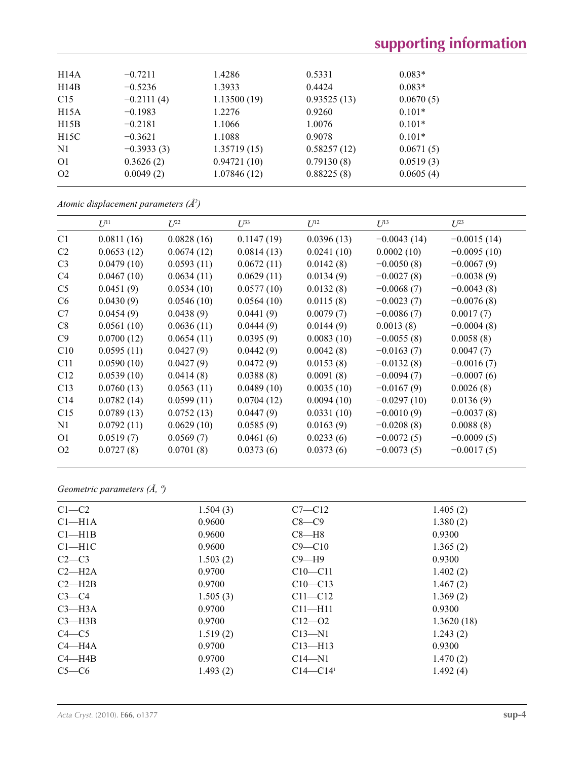| | | | | |
|---|---|---|---|---|
| H14A | −0.7211 | 1.4286 | 0.5331 | 0.083* |
| H14B | −0.5236 | 1.3933 | 0.4424 | 0.083* |
| C15 | −0.2111 (4) | 1.13500 (19) | 0.93525 (13) | 0.0670 (5) |
| H15A | −0.1983 | 1.2276 | 0.9260 | 0.101* |
| H15B | −0.2181 | 1.1066 | 1.0076 | 0.101* |
| H15C | −0.3621 | 1.1088 | 0.9078 | 0.101* |
| N1 | −0.3933 (3) | 1.35719 (15) | 0.58257 (12) | 0.0671 (5) |
| O1 | 0.3626 (2) | 0.94721 (10) | 0.79130 (8) | 0.0519 (3) |
| O2 | 0.0049 (2) | 1.07846 (12) | 0.88225 (8) | 0.0605 (4) |

*Atomic displacement parameters (Å²)*

| | $U^{11}$ | $U^{22}$ | $U^{33}$ | $U^{12}$ | $U^{13}$ | $U^{23}$ |
|---|---|---|---|---|---|---|
| C1 | 0.0811 (16) | 0.0828 (16) | 0.1147 (19) | 0.0396 (13) | −0.0043 (14) | −0.0015 (14) |
| C2 | 0.0653 (12) | 0.0674 (12) | 0.0814 (13) | 0.0241 (10) | 0.0002 (10) | −0.0095 (10) |
| C3 | 0.0479 (10) | 0.0593 (11) | 0.0672 (11) | 0.0142 (8) | −0.0050 (8) | −0.0067 (9) |
| C4 | 0.0467 (10) | 0.0634 (11) | 0.0629 (11) | 0.0134 (9) | −0.0027 (8) | −0.0038 (9) |
| C5 | 0.0451 (9) | 0.0534 (10) | 0.0577 (10) | 0.0132 (8) | −0.0068 (7) | −0.0043 (8) |
| C6 | 0.0430 (9) | 0.0546 (10) | 0.0564 (10) | 0.0115 (8) | −0.0023 (7) | −0.0076 (8) |
| C7 | 0.0454 (9) | 0.0438 (9) | 0.0441 (9) | 0.0079 (7) | −0.0086 (7) | 0.0017 (7) |
| C8 | 0.0561 (10) | 0.0636 (11) | 0.0444 (9) | 0.0144 (9) | 0.0013 (8) | −0.0004 (8) |
| C9 | 0.0700 (12) | 0.0654 (11) | 0.0395 (9) | 0.0083 (10) | −0.0055 (8) | 0.0058 (8) |
| C10 | 0.0595 (11) | 0.0427 (9) | 0.0442 (9) | 0.0042 (8) | −0.0163 (7) | 0.0047 (7) |
| C11 | 0.0590 (10) | 0.0427 (9) | 0.0472 (9) | 0.0153 (8) | −0.0132 (8) | −0.0016 (7) |
| C12 | 0.0539 (10) | 0.0414 (8) | 0.0388 (8) | 0.0091 (8) | −0.0094 (7) | −0.0007 (6) |
| C13 | 0.0760 (13) | 0.0563 (11) | 0.0489 (10) | 0.0035 (10) | −0.0167 (9) | 0.0026 (8) |
| C14 | 0.0782 (14) | 0.0599 (11) | 0.0704 (12) | 0.0094 (10) | −0.0297 (10) | 0.0136 (9) |
| C15 | 0.0789 (13) | 0.0752 (13) | 0.0447 (9) | 0.0331 (10) | −0.0010 (9) | −0.0037 (8) |
| N1 | 0.0792 (11) | 0.0629 (10) | 0.0585 (9) | 0.0163 (9) | −0.0208 (8) | 0.0088 (8) |
| O1 | 0.0519 (7) | 0.0569 (7) | 0.0461 (6) | 0.0233 (6) | −0.0072 (5) | −0.0009 (5) |
| O2 | 0.0727 (8) | 0.0701 (8) | 0.0373 (6) | 0.0373 (6) | −0.0073 (5) | −0.0017 (5) |

*Geometric parameters (Å, º)*

| | | | |
|---|---|---|---|
| C1—C2 | 1.504 (3) | C7—C12 | 1.405 (2) |
| C1—H1A | 0.9600 | C8—C9 | 1.380 (2) |
| C1—H1B | 0.9600 | C8—H8 | 0.9300 |
| C1—H1C | 0.9600 | C9—C10 | 1.365 (2) |
| C2—C3 | 1.503 (2) | C9—H9 | 0.9300 |
| C2—H2A | 0.9700 | C10—C11 | 1.402 (2) |
| C2—H2B | 0.9700 | C10—C13 | 1.467 (2) |
| C3—C4 | 1.505 (3) | C11—C12 | 1.369 (2) |
| C3—H3A | 0.9700 | C11—H11 | 0.9300 |
| C3—H3B | 0.9700 | C12—O2 | 1.3620 (18) |
| C4—C5 | 1.519 (2) | C13—N1 | 1.243 (2) |
| C4—H4A | 0.9700 | C13—H13 | 0.9300 |
| C4—H4B | 0.9700 | C14—N1 | 1.470 (2) |
| C5—C6 | 1.493 (2) | C14—C14$^{i}$ | 1.492 (4) |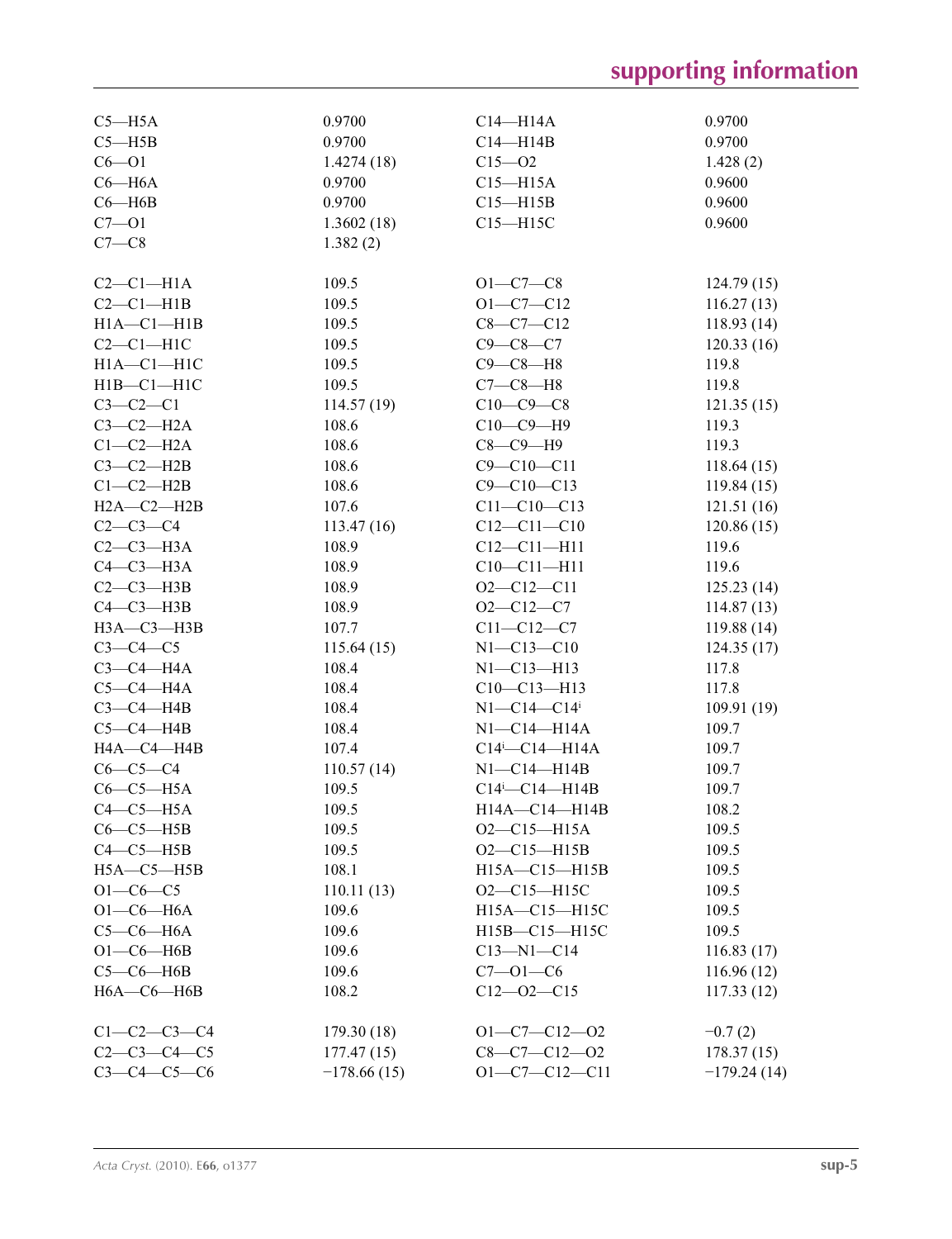| | | | |
|---|---|---|---|
| C5—H5A | 0.9700 | C14—H14A | 0.9700 |
| C5—H5B | 0.9700 | C14—H14B | 0.9700 |
| C6—O1 | 1.4274 (18) | C15—O2 | 1.428 (2) |
| C6—H6A | 0.9700 | C15—H15A | 0.9600 |
| C6—H6B | 0.9700 | C15—H15B | 0.9600 |
| C7—O1 | 1.3602 (18) | C15—H15C | 0.9600 |
| C7—C8 | 1.382 (2) | | |
| | | | |
| C2—C1—H1A | 109.5 | O1—C7—C8 | 124.79 (15) |
| C2—C1—H1B | 109.5 | O1—C7—C12 | 116.27 (13) |
| H1A—C1—H1B | 109.5 | C8—C7—C12 | 118.93 (14) |
| C2—C1—H1C | 109.5 | C9—C8—C7 | 120.33 (16) |
| H1A—C1—H1C | 109.5 | C9—C8—H8 | 119.8 |
| H1B—C1—H1C | 109.5 | C7—C8—H8 | 119.8 |
| C3—C2—C1 | 114.57 (19) | C10—C9—C8 | 121.35 (15) |
| C3—C2—H2A | 108.6 | C10—C9—H9 | 119.3 |
| C1—C2—H2A | 108.6 | C8—C9—H9 | 119.3 |
| C3—C2—H2B | 108.6 | C9—C10—C11 | 118.64 (15) |
| C1—C2—H2B | 108.6 | C9—C10—C13 | 119.84 (15) |
| H2A—C2—H2B | 107.6 | C11—C10—C13 | 121.51 (16) |
| C2—C3—C4 | 113.47 (16) | C12—C11—C10 | 120.86 (15) |
| C2—C3—H3A | 108.9 | C12—C11—H11 | 119.6 |
| C4—C3—H3A | 108.9 | C10—C11—H11 | 119.6 |
| C2—C3—H3B | 108.9 | O2—C12—C11 | 125.23 (14) |
| C4—C3—H3B | 108.9 | O2—C12—C7 | 114.87 (13) |
| H3A—C3—H3B | 107.7 | C11—C12—C7 | 119.88 (14) |
| C3—C4—C5 | 115.64 (15) | N1—C13—C10 | 124.35 (17) |
| C3—C4—H4A | 108.4 | N1—C13—H13 | 117.8 |
| C5—C4—H4A | 108.4 | C10—C13—H13 | 117.8 |
| C3—C4—H4B | 108.4 | N1—C14—C14$^{i}$ | 109.91 (19) |
| C5—C4—H4B | 108.4 | N1—C14—H14A | 109.7 |
| H4A—C4—H4B | 107.4 | C14$^{i}$—C14—H14A | 109.7 |
| C6—C5—C4 | 110.57 (14) | N1—C14—H14B | 109.7 |
| C6—C5—H5A | 109.5 | C14$^{i}$—C14—H14B | 109.7 |
| C4—C5—H5A | 109.5 | H14A—C14—H14B | 108.2 |
| C6—C5—H5B | 109.5 | O2—C15—H15A | 109.5 |
| C4—C5—H5B | 109.5 | O2—C15—H15B | 109.5 |
| H5A—C5—H5B | 108.1 | H15A—C15—H15B | 109.5 |
| O1—C6—C5 | 110.11 (13) | O2—C15—H15C | 109.5 |
| O1—C6—H6A | 109.6 | H15A—C15—H15C | 109.5 |
| C5—C6—H6A | 109.6 | H15B—C15—H15C | 109.5 |
| O1—C6—H6B | 109.6 | C13—N1—C14 | 116.83 (17) |
| C5—C6—H6B | 109.6 | C7—O1—C6 | 116.96 (12) |
| H6A—C6—H6B | 108.2 | C12—O2—C15 | 117.33 (12) |
| | | | |
| C1—C2—C3—C4 | 179.30 (18) | O1—C7—C12—O2 | −0.7 (2) |
| C2—C3—C4—C5 | 177.47 (15) | C8—C7—C12—O2 | 178.37 (15) |
| C3—C4—C5—C6 | −178.66 (15) | O1—C7—C12—C11 | −179.24 (14) |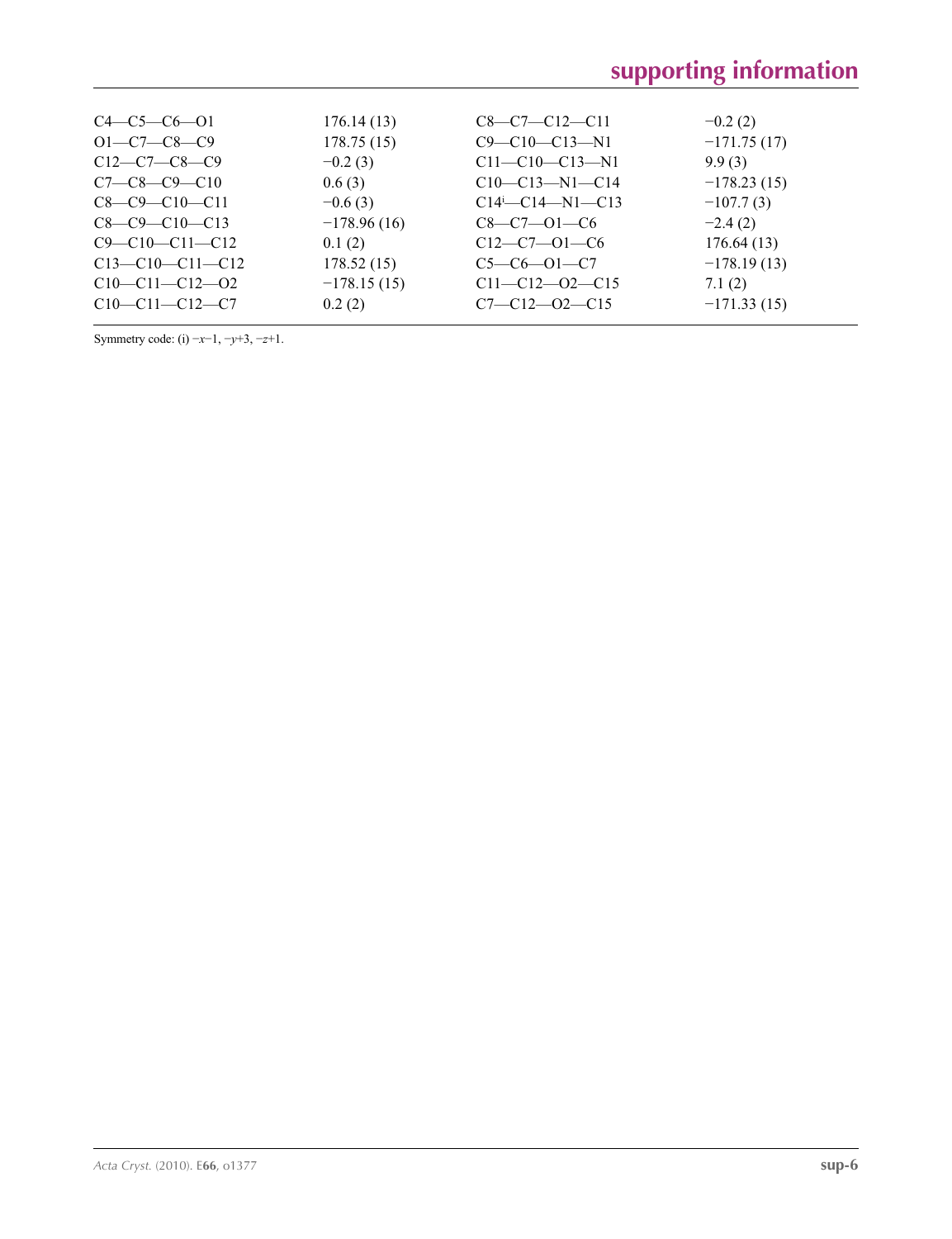| | | | |
|---|---|---|---|
| C4—C5—C6—O1 | 176.14 (13) | C8—C7—C12—C11 | −0.2 (2) |
| O1—C7—C8—C9 | 178.75 (15) | C9—C10—C13—N1 | −171.75 (17) |
| C12—C7—C8—C9 | −0.2 (3) | C11—C10—C13—N1 | 9.9 (3) |
| C7—C8—C9—C10 | 0.6 (3) | C10—C13—N1—C14 | −178.23 (15) |
| C8—C9—C10—C11 | −0.6 (3) | C14$^{i}$—C14—N1—C13 | −107.7 (3) |
| C8—C9—C10—C13 | −178.96 (16) | C8—C7—O1—C6 | −2.4 (2) |
| C9—C10—C11—C12 | 0.1 (2) | C12—C7—O1—C6 | 176.64 (13) |
| C13—C10—C11—C12 | 178.52 (15) | C5—C6—O1—C7 | −178.19 (13) |
| C10—C11—C12—O2 | −178.15 (15) | C11—C12—O2—C15 | 7.1 (2) |
| C10—C11—C12—C7 | 0.2 (2) | C7—C12—O2—C15 | −171.33 (15) |

Symmetry code: (i) $-x-1, -y+3, -z+1$.